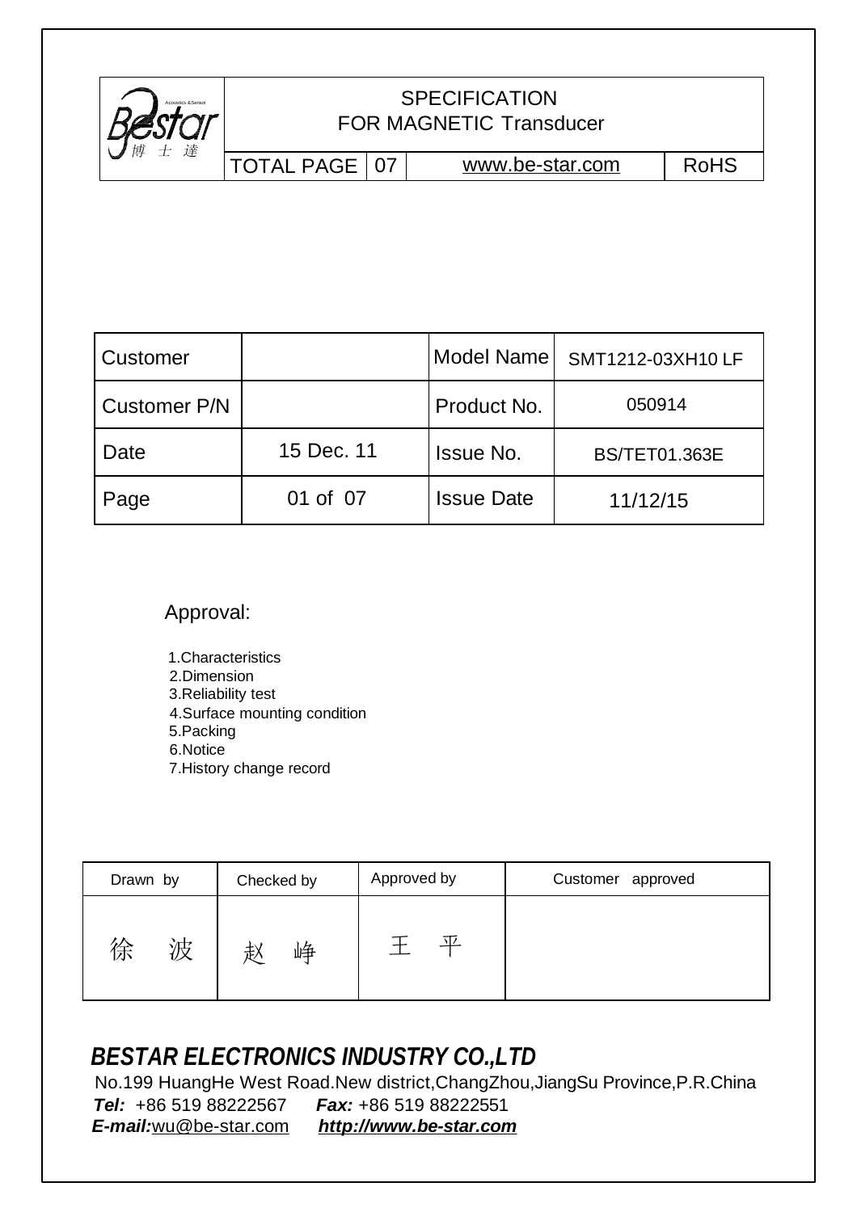Bestar 博士達 Acoustics &Sensor

# SPECIFICATION FOR MAGNETIC Transducer

| TOTAL PAGE | 07 | www.be-star.com | RoHS |
|---|---|---|---|

| Customer | | Model Name | SMT1212-03XH10 LF |
|---|---|---|---|
| Customer P/N | | Product No. | 050914 |
| Date | 15 Dec. 11 | Issue No. | BS/TET01.363E |
| Page | 01 of 07 | Issue Date | 11/12/15 |

Approval:

1.Characteristics
2.Dimension
3.Reliability test
4.Surface mounting condition
5.Packing
6.Notice
7.History change record

| Drawn by | Checked by | Approved by | Customer approved |
|---|---|---|---|
| 徐 波 | 赵 峥 | 王 平 | |

## *BESTAR ELECTRONICS INDUSTRY CO.,LTD*

No.199 HuangHe West Road.New district,ChangZhou,JiangSu Province,P.R.China
***Tel:*** +86 519 88222567 ***Fax:*** +86 519 88222551
***E-mail:***wu@be-star.com ***http://www.be-star.com***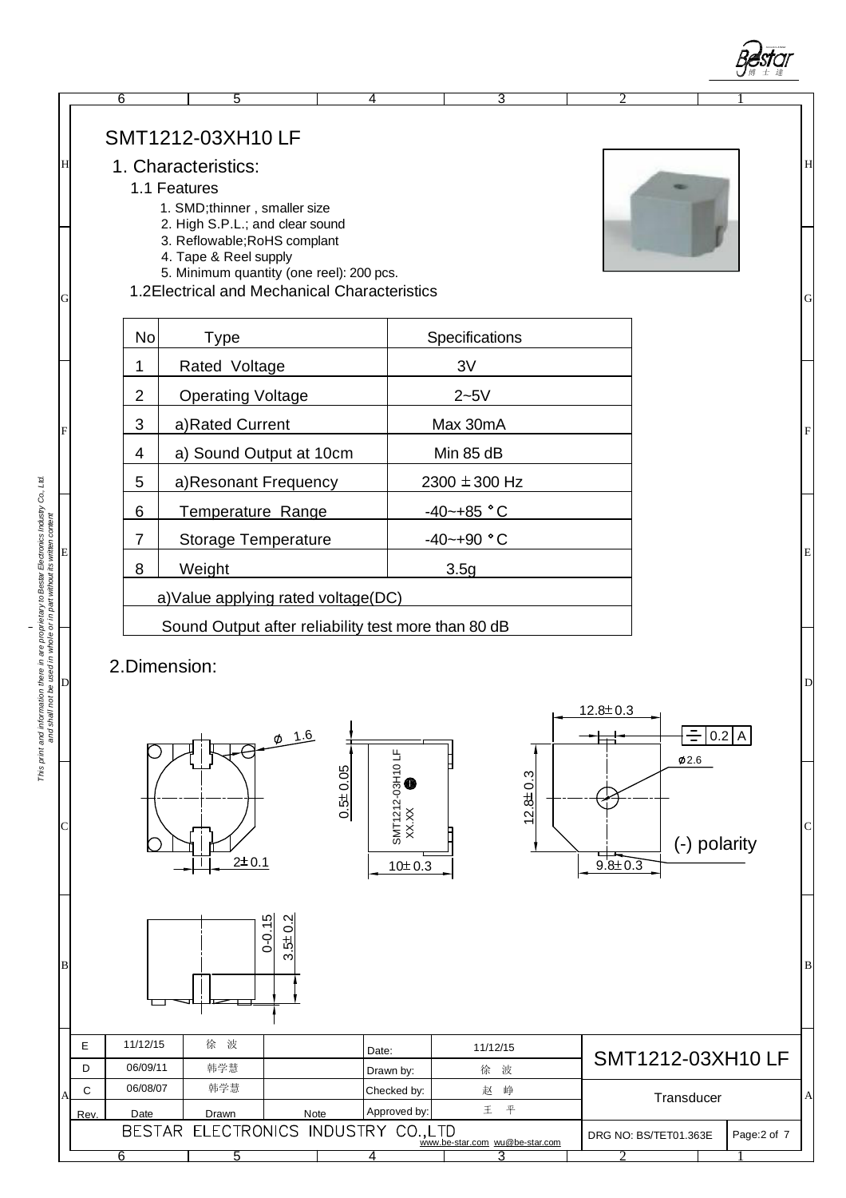# SMT1212-03XH10 LF

## 1. Characteristics:

### 1.1 Features

1. SMD;thinner , smaller size
2. High S.P.L.; and clear sound
3. Reflowable;RoHS complant
4. Tape & Reel supply
5. Minimum quantity (one reel): 200 pcs.

### 1.2Electrical and Mechanical Characteristics

| No | Type | Specifications |
|---|---|---|
| 1 | Rated Voltage | 3V |
| 2 | Operating Voltage | 2~5V |
| 3 | a)Rated Current | Max 30mA |
| 4 | a) Sound Output at 10cm | Min 85 dB |
| 5 | a)Resonant Frequency | 2300 ± 300 Hz |
| 6 | Temperature Range | -40~+85 °C |
| 7 | Storage Temperature | -40~+90 °C |
| 8 | Weight | 3.5g |
| a)Value applying rated voltage(DC) | | |
| Sound Output after reliability test more than 80 dB | | |

## 2.Dimension:

ϕ 1.6

2± 0.1

0.5± 0.05

SMT1212-03H10 LF
XX.XX

10± 0.3

12.8± 0.3

12.8± 0.3

0.2 A

ϕ2.6

(-) polarity

9.8± 0.3

0-0.15

3.5± 0.2

*This print and information there in are proprietary to Bestar Electronics Industry Co., Ltd. and shall not be used in whole or in part without its written content*

| Rev. | Date | Drawn | Note | | | |
|---|---|---|---|---|---|---|
| E | 11/12/15 | 徐 波 | | Date: | 11/12/15 | SMT1212-03XH10 LF |
| D | 06/09/11 | 韩学慧 | | Drawn by: | 徐 波 | |
| C | 06/08/07 | 韩学慧 | | Checked by: | 赵 峥 | Transducer |
| | | | | Approved by: | 王 平 | |

BESTAR ELECTRONICS INDUSTRY CO.,LTD www.be-star.com wu@be-star.com

DRG NO: BS/TET01.363E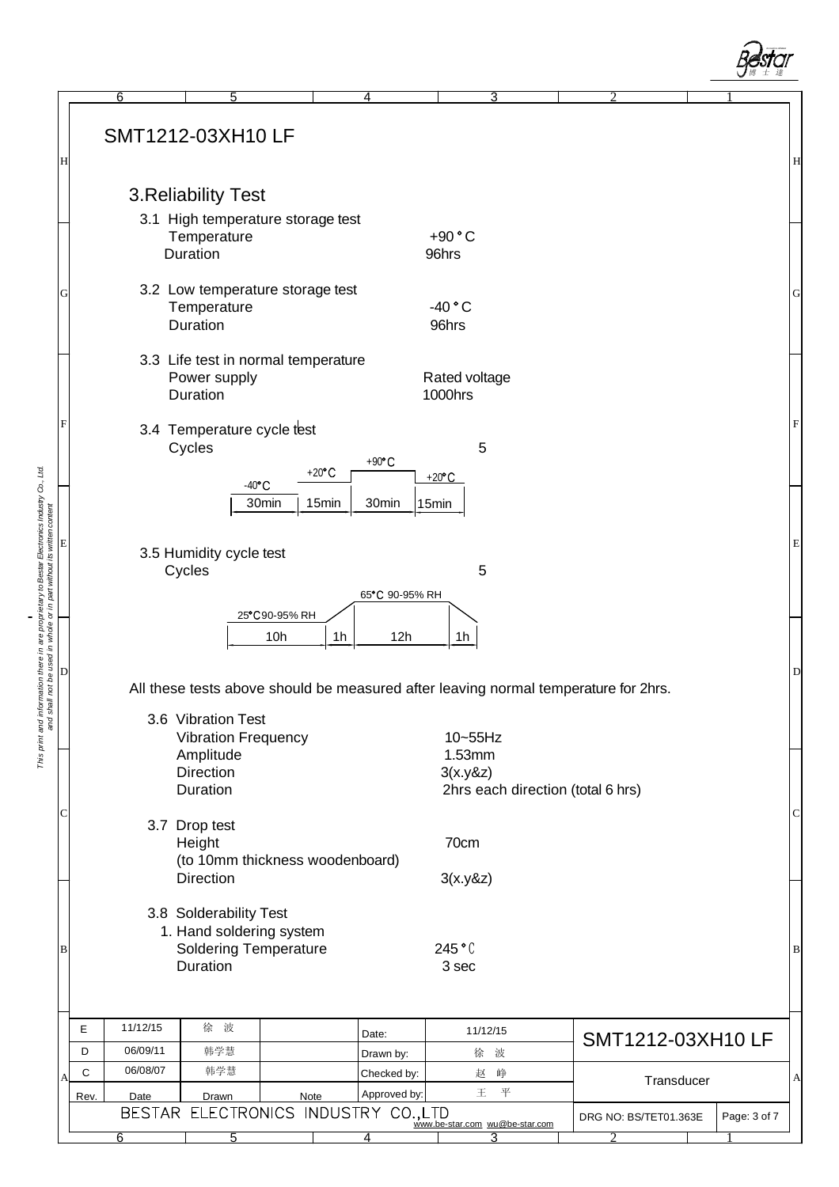# SMT1212-03XH10 LF

## 3.Reliability Test

3.1 High temperature storage test

| | |
|---|---|
| Temperature | +90°C |
| Duration | 96hrs |

3.2 Low temperature storage test

| | |
|---|---|
| Temperature | -40°C |
| Duration | 96hrs |

3.3 Life test in normal temperature

| | |
|---|---|
| Power supply | Rated voltage |
| Duration | 1000hrs |

3.4 Temperature cycle test

| | |
|---|---|
| Cycles | 5 |

-40°C 30min | +20°C 15min | +90°C 30min | +20°C 15min

3.5 Humidity cycle test

| | |
|---|---|
| Cycles | 5 |

25°C 90-95% RH 10h | 1h | 65°C 90-95% RH 12h | 1h

All these tests above should be measured after leaving normal temperature for 2hrs.

3.6 Vibration Test

| | |
|---|---|
| Vibration Frequency | 10~55Hz |
| Amplitude | 1.53mm |
| Direction | 3(x.y&z) |
| Duration | 2hrs each direction (total 6 hrs) |

3.7 Drop test

| | |
|---|---|
| Height (to 10mm thickness woodenboard) | 70cm |
| Direction | 3(x.y&z) |

3.8 Solderability Test

1. Hand soldering system

| | |
|---|---|
| Soldering Temperature | 245°C |
| Duration | 3 sec |

| Rev. | Date | Drawn | Note | | |
|---|---|---|---|---|---|
| E | 11/12/15 | 徐 波 | | Date: | 11/12/15 |
| D | 06/09/11 | 韩学慧 | | Drawn by: | 徐 波 |
| C | 06/08/07 | 韩学慧 | | Checked by: | 赵 峥 |
| | | | | Approved by: | 王 平 |

SMT1212-03XH10 LF

Transducer

BESTAR ELECTRONICS INDUSTRY CO.,LTD www.be-star.com wu@be-star.com

DRG NO: BS/TET01.363E

This print and information there in are proprietary to Bestar Electronics Industry Co., Ltd. and shall not be used in whole or in part without its written content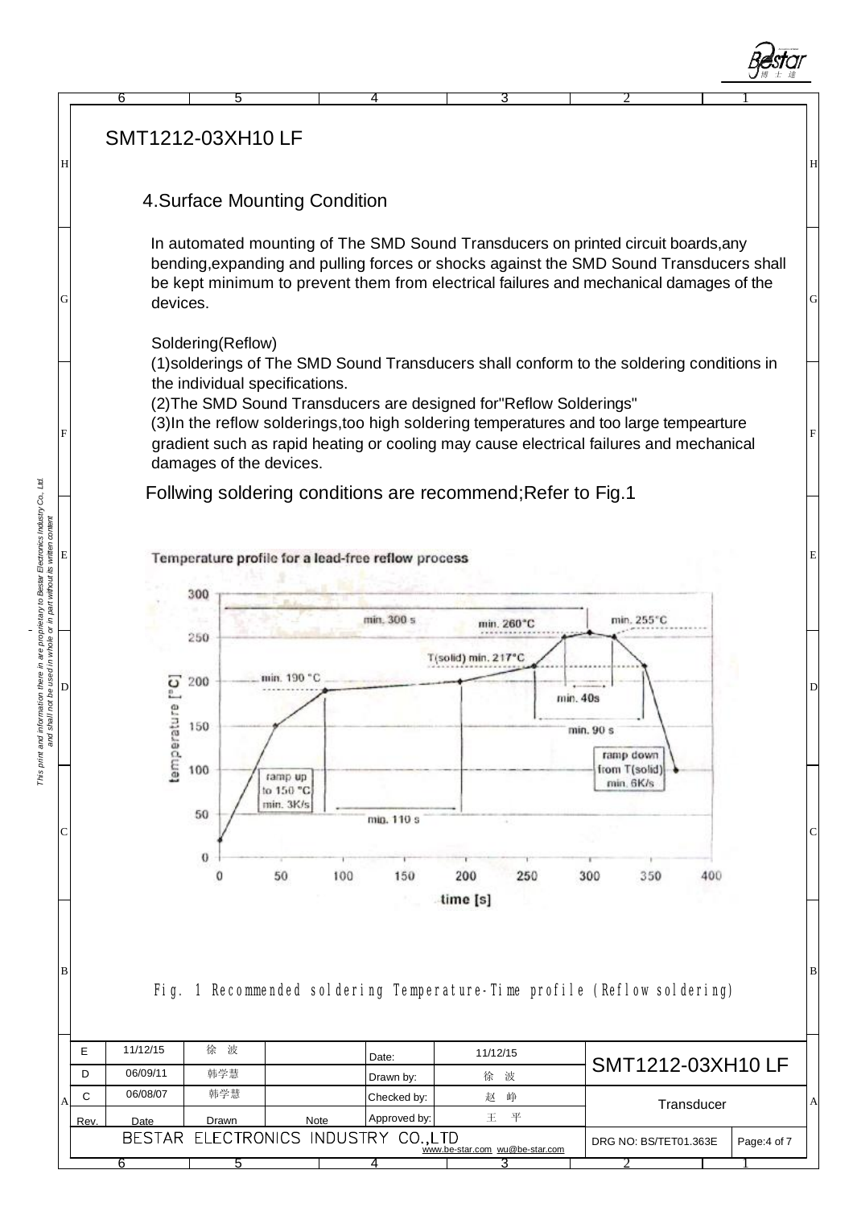# SMT1212-03XH10 LF

## 4.Surface Mounting Condition

In automated mounting of The SMD Sound Transducers on printed circuit boards,any bending,expanding and pulling forces or shocks against the SMD Sound Transducers shall be kept minimum to prevent them from electrical failures and mechanical damages of the devices.

Soldering(Reflow)

(1)solderings of The SMD Sound Transducers shall conform to the soldering conditions in the individual specifications.

(2)The SMD Sound Transducers are designed for"Reflow Solderings"

(3)In the reflow solderings,too high soldering temperatures and too large tempearture gradient such as rapid heating or cooling may cause electrical failures and mechanical damages of the devices.

Follwing soldering conditions are recommend;Refer to Fig.1

Temperature profile for a lead-free reflow process

Fig. 1 Recommended soldering Temperature-Time profile (Reflow soldering)

| Rev. | Date | Drawn | Note |
|---|---|---|---|
| E | 11/12/15 | 徐 波 | |
| D | 06/09/11 | 韩学慧 | |
| C | 06/08/07 | 韩学慧 | |

| | |
|---|---|
| Date: | 11/12/15 |
| Drawn by: | 徐 波 |
| Checked by: | 赵 峥 |
| Approved by: | 王 平 |

SMT1212-03XH10 LF

Transducer

BESTAR ELECTRONICS INDUSTRY CO.,LTD

www.be-star.com wu@be-star.com

DRG NO: BS/TET01.363E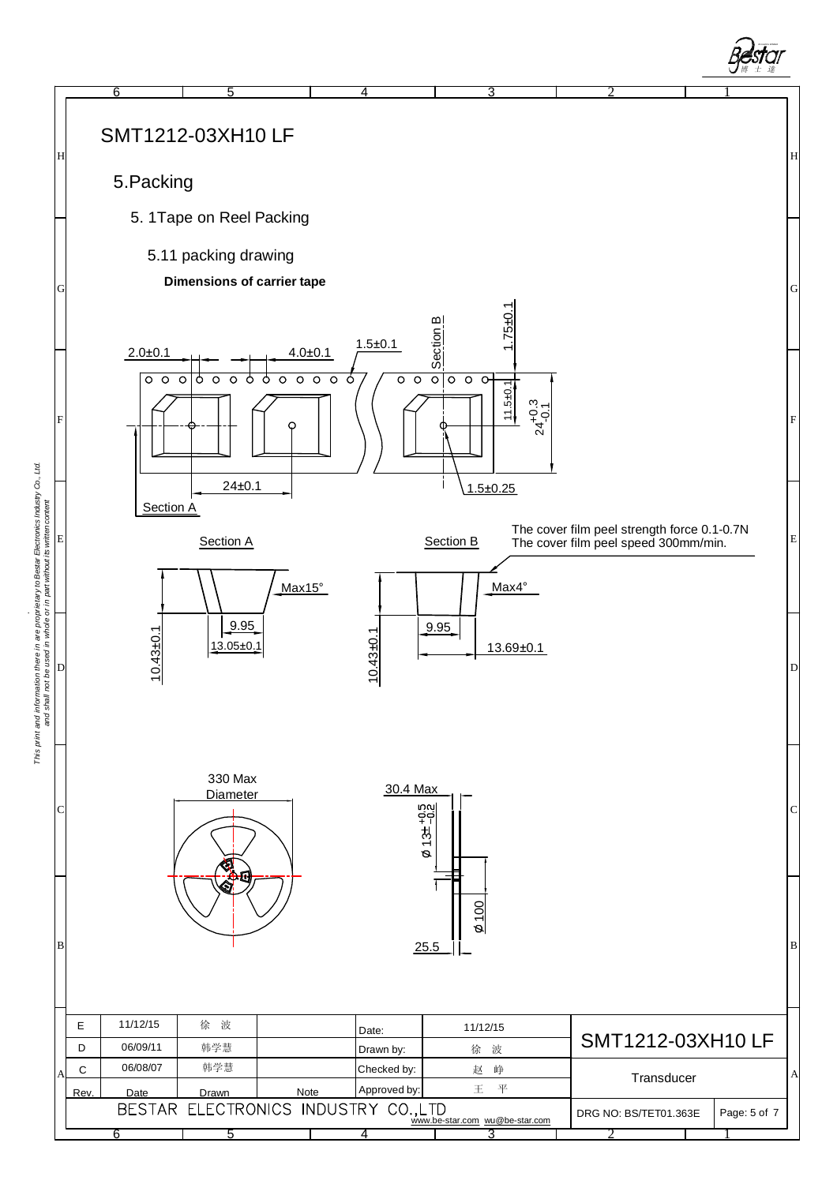# SMT1212-03XH10 LF

## 5.Packing

### 5. 1Tape on Reel Packing

#### 5.11 packing drawing

**Dimensions of carrier tape**

2.0±0.1 4.0±0.1 1.5±0.1 Section B 1.75±0.1

11.5±0.1 $24^{+0.3}_{-0.1}$

24±0.1 1.5±0.25

Section A

Section A

Max15°

9.95

13.05±0.1

10.43±0.1

Section B

Max4°

9.95

13.69±0.1

10.43±0.1

The cover film peel strength force 0.1-0.7N
The cover film peel speed 300mm/min.

330 Max Diameter

30.4 Max

$\phi 13^{+0.5}_{-0.2}$

$\phi 100$

25.5

| Rev. | Date | Drawn | Note |
|---|---|---|---|
| E | 11/12/15 | 徐 波 | |
| D | 06/09/11 | 韩学慧 | |
| C | 06/08/07 | 韩学慧 | |

| | |
|---|---|
| Date: | 11/12/15 |
| Drawn by: | 徐 波 |
| Checked by: | 赵 峥 |
| Approved by: | 王 平 |

SMT1212-03XH10 LF

Transducer

BESTAR ELECTRONICS INDUSTRY CO.,LTD
www.be-star.com wu@be-star.com

DRG NO: BS/TET01.363E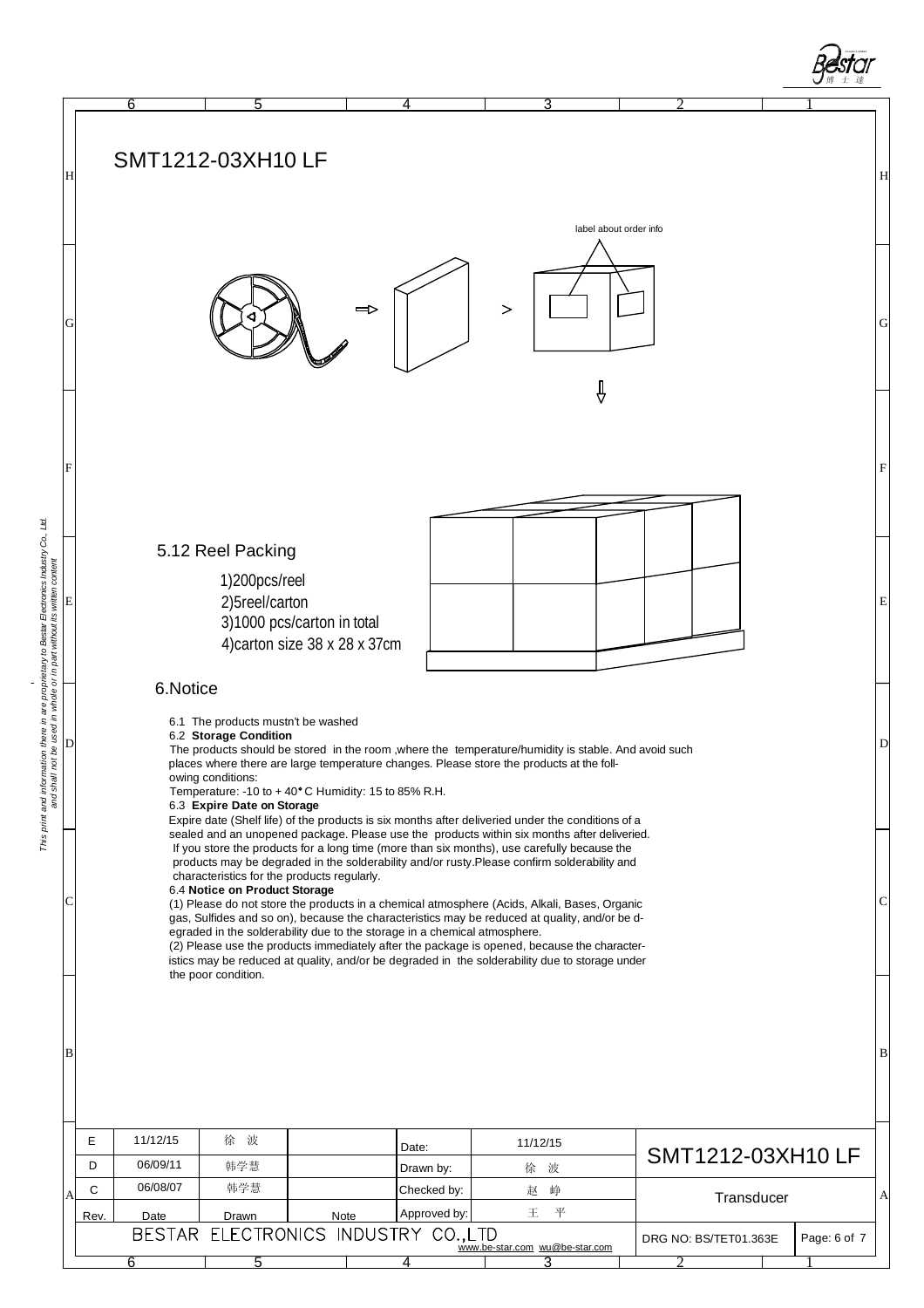# SMT1212-03XH10 LF

label about order info

## 5.12 Reel Packing

1)200pcs/reel
2)5reel/carton
3)1000 pcs/carton in total
4)carton size 38 x 28 x 37cm

## 6.Notice

6.1 The products mustn't be washed

6.2 **Storage Condition**

The products should be stored in the room ,where the temperature/humidity is stable. And avoid such places where there are large temperature changes. Please store the products at the following conditions:
Temperature: -10 to + 40°C Humidity: 15 to 85% R.H.

6.3 **Expire Date on Storage**

Expire date (Shelf life) of the products is six months after deliveried under the conditions of a sealed and an unopened package. Please use the products within six months after deliveried. If you store the products for a long time (more than six months), use carefully because the products may be degraded in the solderability and/or rusty.Please confirm solderability and characteristics for the products regularly.

6.4 **Notice on Product Storage**

(1) Please do not store the products in a chemical atmosphere (Acids, Alkali, Bases, Organic gas, Sulfides and so on), because the characteristics may be reduced at quality, and/or be degraded in the solderability due to the storage in a chemical atmosphere.
(2) Please use the products immediately after the package is opened, because the characteristics may be reduced at quality, and/or be degraded in the solderability due to storage under the poor condition.

| Rev. | Date | Drawn | Note | | |
|---|---|---|---|---|---|
| E | 11/12/15 | 徐 波 | | Date: | 11/12/15 |
| D | 06/09/11 | 韩学慧 | | Drawn by: | 徐 波 |
| C | 06/08/07 | 韩学慧 | | Checked by: | 赵 峥 |
| | | | | Approved by: | 王 平 |

SMT1212-03XH10 LF

Transducer

BESTAR ELECTRONICS INDUSTRY CO.,LTD
www.be-star.com wu@be-star.com

DRG NO: BS/TET01.363E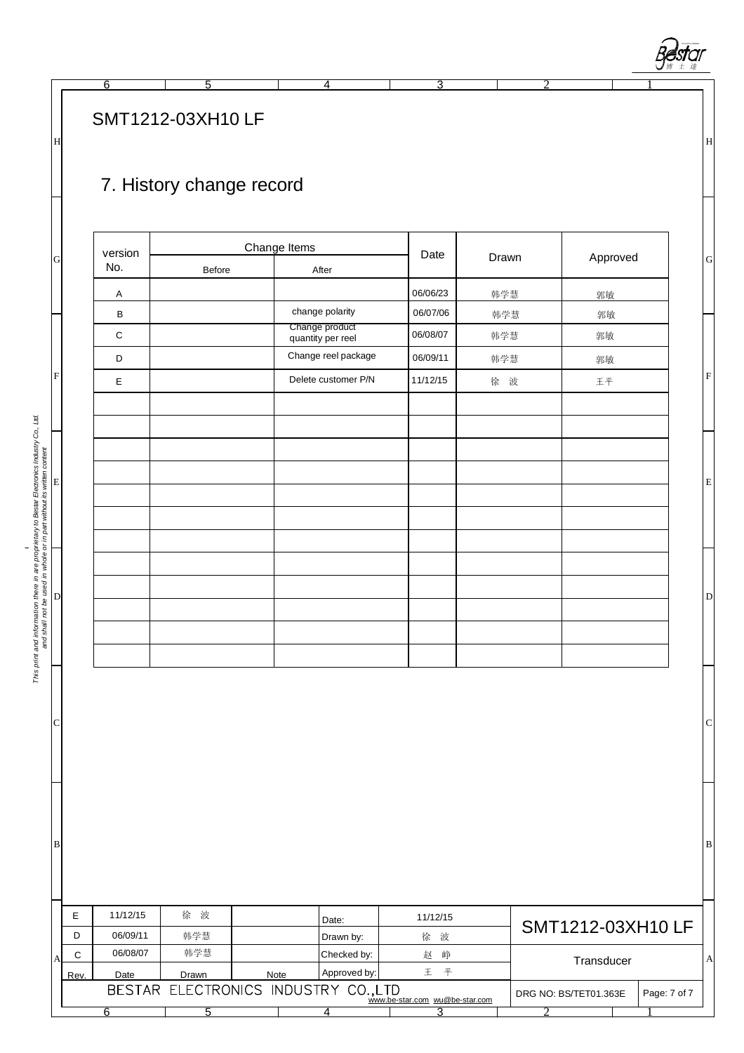# SMT1212-03XH10 LF

## 7. History change record

| version No. | Change Items | | Date | Drawn | Approved |
|---|---|---|---|---|---|
| | Before | After | | | |
| A | | | 06/06/23 | 韩学慧 | 郭敏 |
| B | | change polarity | 06/07/06 | 韩学慧 | 郭敏 |
| C | | Change product quantity per reel | 06/08/07 | 韩学慧 | 郭敏 |
| D | | Change reel package | 06/09/11 | 韩学慧 | 郭敏 |
| E | | Delete customer P/N | 11/12/15 | 徐 波 | 王平 |
| | | | | | |
| | | | | | |
| | | | | | |
| | | | | | |
| | | | | | |
| | | | | | |
| | | | | | |
| | | | | | |
| | | | | | |
| | | | | | |
| | | | | | |
| | | | | | |

*This print and information there in are proprietary to Bestar Electronics Industry Co., Ltd. and shall not be used in whole or in part without its written content*

| Rev. | Date | Drawn | Note | | |
|---|---|---|---|---|---|
| E | 11/12/15 | 徐 波 | | Date: | 11/12/15 |
| D | 06/09/11 | 韩学慧 | | Drawn by: | 徐 波 |
| C | 06/08/07 | 韩学慧 | | Checked by: | 赵 峥 |
| | | | | Approved by: | 王 平 |

SMT1212-03XH10 LF

Transducer

BESTAR ELECTRONICS INDUSTRY CO.,LTD www.be-star.com wu@be-star.com

DRG NO: BS/TET01.363E